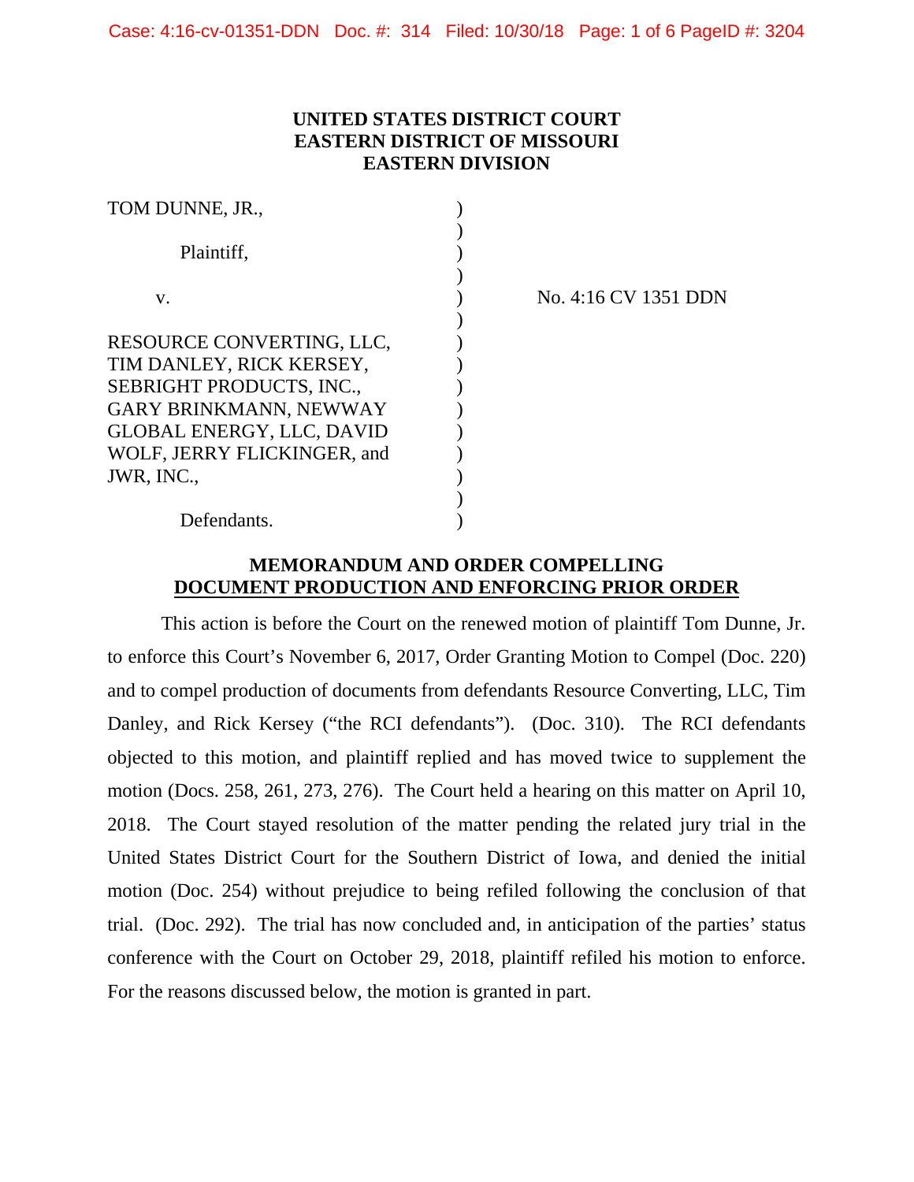**UNITED STATES DISTRICT COURT**
**EASTERN DISTRICT OF MISSOURI**
**EASTERN DIVISION**

| | | |
|---|---|---|
| TOM DUNNE, JR., | ) | |
| Plaintiff, | ) | |
| v. | ) | No. 4:16 CV 1351 DDN |
| RESOURCE CONVERTING, LLC, TIM DANLEY, RICK KERSEY, SEBRIGHT PRODUCTS, INC., GARY BRINKMANN, NEWWAY GLOBAL ENERGY, LLC, DAVID WOLF, JERRY FLICKINGER, and JWR, INC., | ) | |
| Defendants. | ) | |

**MEMORANDUM AND ORDER COMPELLING**
**DOCUMENT PRODUCTION AND ENFORCING PRIOR ORDER**

This action is before the Court on the renewed motion of plaintiff Tom Dunne, Jr. to enforce this Court's November 6, 2017, Order Granting Motion to Compel (Doc. 220) and to compel production of documents from defendants Resource Converting, LLC, Tim Danley, and Rick Kersey ("the RCI defendants"). (Doc. 310). The RCI defendants objected to this motion, and plaintiff replied and has moved twice to supplement the motion (Docs. 258, 261, 273, 276). The Court held a hearing on this matter on April 10, 2018. The Court stayed resolution of the matter pending the related jury trial in the United States District Court for the Southern District of Iowa, and denied the initial motion (Doc. 254) without prejudice to being refiled following the conclusion of that trial. (Doc. 292). The trial has now concluded and, in anticipation of the parties' status conference with the Court on October 29, 2018, plaintiff refiled his motion to enforce. For the reasons discussed below, the motion is granted in part.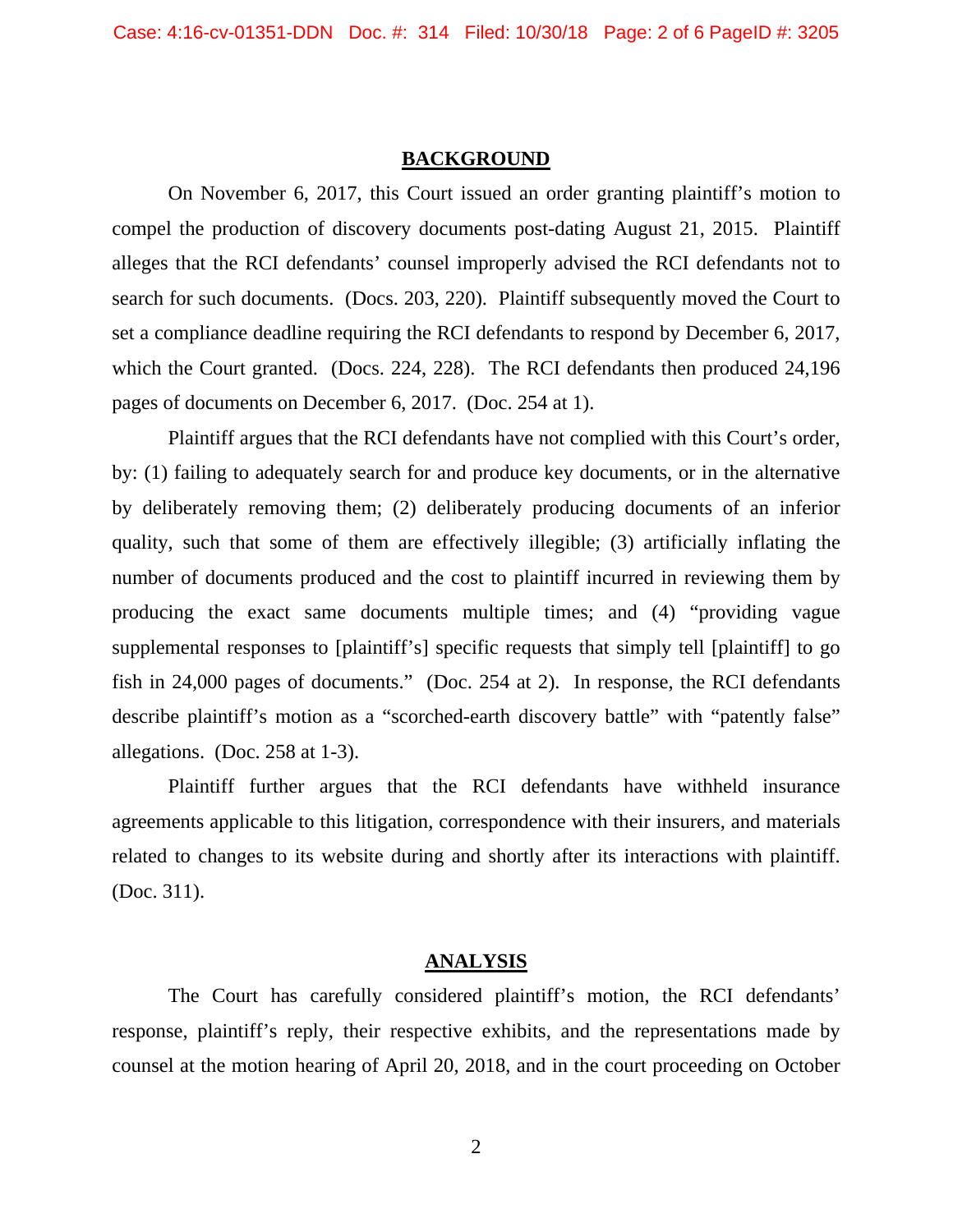## BACKGROUND

On November 6, 2017, this Court issued an order granting plaintiff's motion to compel the production of discovery documents post-dating August 21, 2015. Plaintiff alleges that the RCI defendants' counsel improperly advised the RCI defendants not to search for such documents. (Docs. 203, 220). Plaintiff subsequently moved the Court to set a compliance deadline requiring the RCI defendants to respond by December 6, 2017, which the Court granted. (Docs. 224, 228). The RCI defendants then produced 24,196 pages of documents on December 6, 2017. (Doc. 254 at 1).

Plaintiff argues that the RCI defendants have not complied with this Court's order, by: (1) failing to adequately search for and produce key documents, or in the alternative by deliberately removing them; (2) deliberately producing documents of an inferior quality, such that some of them are effectively illegible; (3) artificially inflating the number of documents produced and the cost to plaintiff incurred in reviewing them by producing the exact same documents multiple times; and (4) "providing vague supplemental responses to [plaintiff's] specific requests that simply tell [plaintiff] to go fish in 24,000 pages of documents." (Doc. 254 at 2). In response, the RCI defendants describe plaintiff's motion as a "scorched-earth discovery battle" with "patently false" allegations. (Doc. 258 at 1-3).

Plaintiff further argues that the RCI defendants have withheld insurance agreements applicable to this litigation, correspondence with their insurers, and materials related to changes to its website during and shortly after its interactions with plaintiff. (Doc. 311).

## ANALYSIS

The Court has carefully considered plaintiff's motion, the RCI defendants' response, plaintiff's reply, their respective exhibits, and the representations made by counsel at the motion hearing of April 20, 2018, and in the court proceeding on October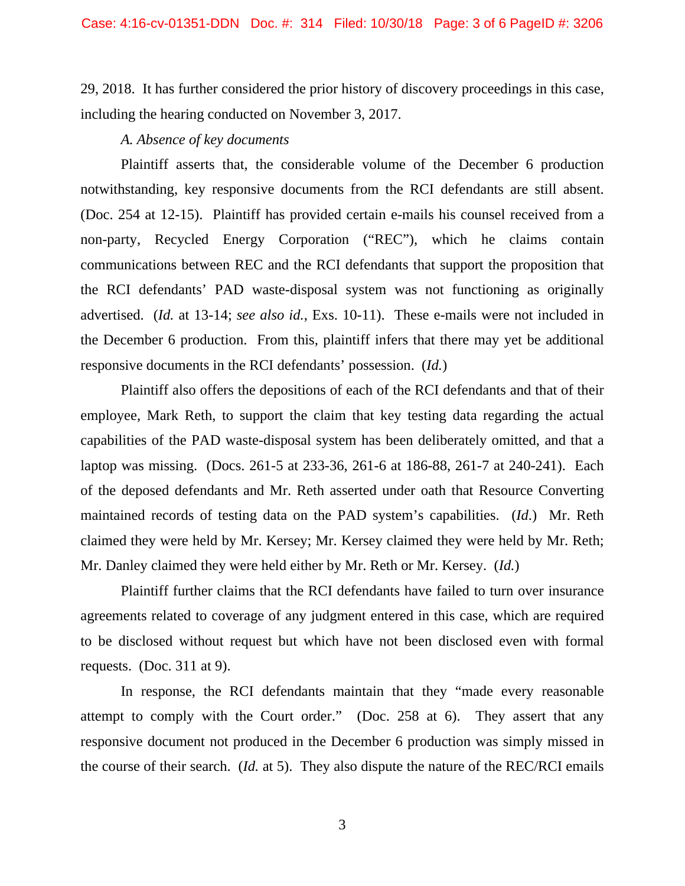29, 2018. It has further considered the prior history of discovery proceedings in this case, including the hearing conducted on November 3, 2017.

*A. Absence of key documents*

Plaintiff asserts that, the considerable volume of the December 6 production notwithstanding, key responsive documents from the RCI defendants are still absent. (Doc. 254 at 12-15). Plaintiff has provided certain e-mails his counsel received from a non-party, Recycled Energy Corporation ("REC"), which he claims contain communications between REC and the RCI defendants that support the proposition that the RCI defendants' PAD waste-disposal system was not functioning as originally advertised. (*Id.* at 13-14; *see also id.*, Exs. 10-11). These e-mails were not included in the December 6 production. From this, plaintiff infers that there may yet be additional responsive documents in the RCI defendants' possession. (*Id.*)

Plaintiff also offers the depositions of each of the RCI defendants and that of their employee, Mark Reth, to support the claim that key testing data regarding the actual capabilities of the PAD waste-disposal system has been deliberately omitted, and that a laptop was missing. (Docs. 261-5 at 233-36, 261-6 at 186-88, 261-7 at 240-241). Each of the deposed defendants and Mr. Reth asserted under oath that Resource Converting maintained records of testing data on the PAD system's capabilities. (*Id.*) Mr. Reth claimed they were held by Mr. Kersey; Mr. Kersey claimed they were held by Mr. Reth; Mr. Danley claimed they were held either by Mr. Reth or Mr. Kersey. (*Id.*)

Plaintiff further claims that the RCI defendants have failed to turn over insurance agreements related to coverage of any judgment entered in this case, which are required to be disclosed without request but which have not been disclosed even with formal requests. (Doc. 311 at 9).

In response, the RCI defendants maintain that they "made every reasonable attempt to comply with the Court order." (Doc. 258 at 6). They assert that any responsive document not produced in the December 6 production was simply missed in the course of their search. (*Id.* at 5). They also dispute the nature of the REC/RCI emails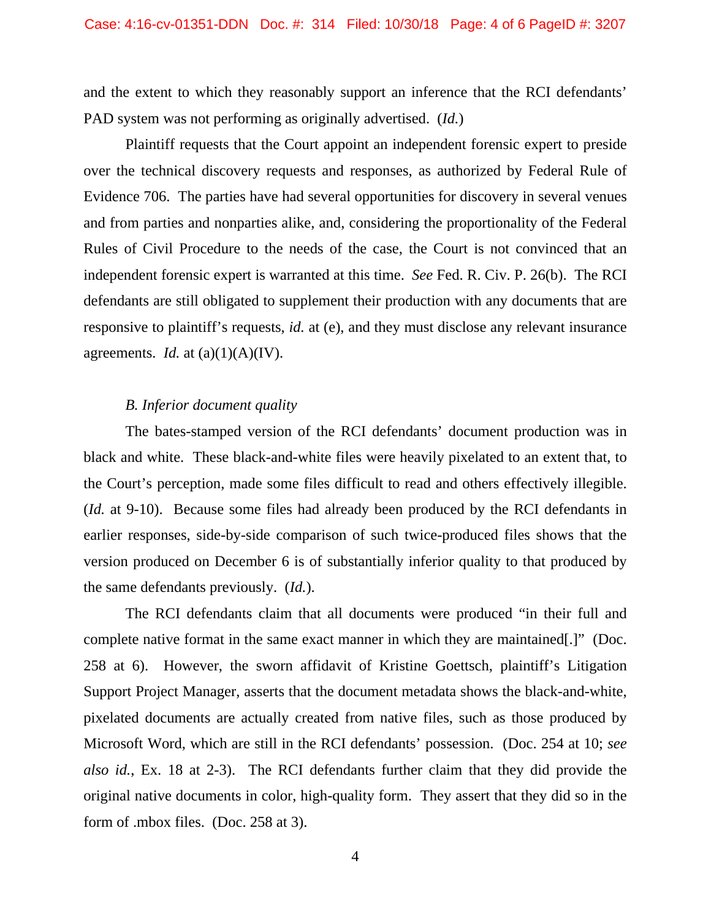and the extent to which they reasonably support an inference that the RCI defendants' PAD system was not performing as originally advertised. (*Id.*)

Plaintiff requests that the Court appoint an independent forensic expert to preside over the technical discovery requests and responses, as authorized by Federal Rule of Evidence 706. The parties have had several opportunities for discovery in several venues and from parties and nonparties alike, and, considering the proportionality of the Federal Rules of Civil Procedure to the needs of the case, the Court is not convinced that an independent forensic expert is warranted at this time. *See* Fed. R. Civ. P. 26(b). The RCI defendants are still obligated to supplement their production with any documents that are responsive to plaintiff's requests, *id.* at (e), and they must disclose any relevant insurance agreements. *Id.* at (a)(1)(A)(IV).

*B. Inferior document quality*

The bates-stamped version of the RCI defendants' document production was in black and white. These black-and-white files were heavily pixelated to an extent that, to the Court's perception, made some files difficult to read and others effectively illegible. (*Id.* at 9-10). Because some files had already been produced by the RCI defendants in earlier responses, side-by-side comparison of such twice-produced files shows that the version produced on December 6 is of substantially inferior quality to that produced by the same defendants previously. (*Id.*).

The RCI defendants claim that all documents were produced "in their full and complete native format in the same exact manner in which they are maintained[.]" (Doc. 258 at 6). However, the sworn affidavit of Kristine Goettsch, plaintiff's Litigation Support Project Manager, asserts that the document metadata shows the black-and-white, pixelated documents are actually created from native files, such as those produced by Microsoft Word, which are still in the RCI defendants' possession. (Doc. 254 at 10; *see also id.*, Ex. 18 at 2-3). The RCI defendants further claim that they did provide the original native documents in color, high-quality form. They assert that they did so in the form of .mbox files. (Doc. 258 at 3).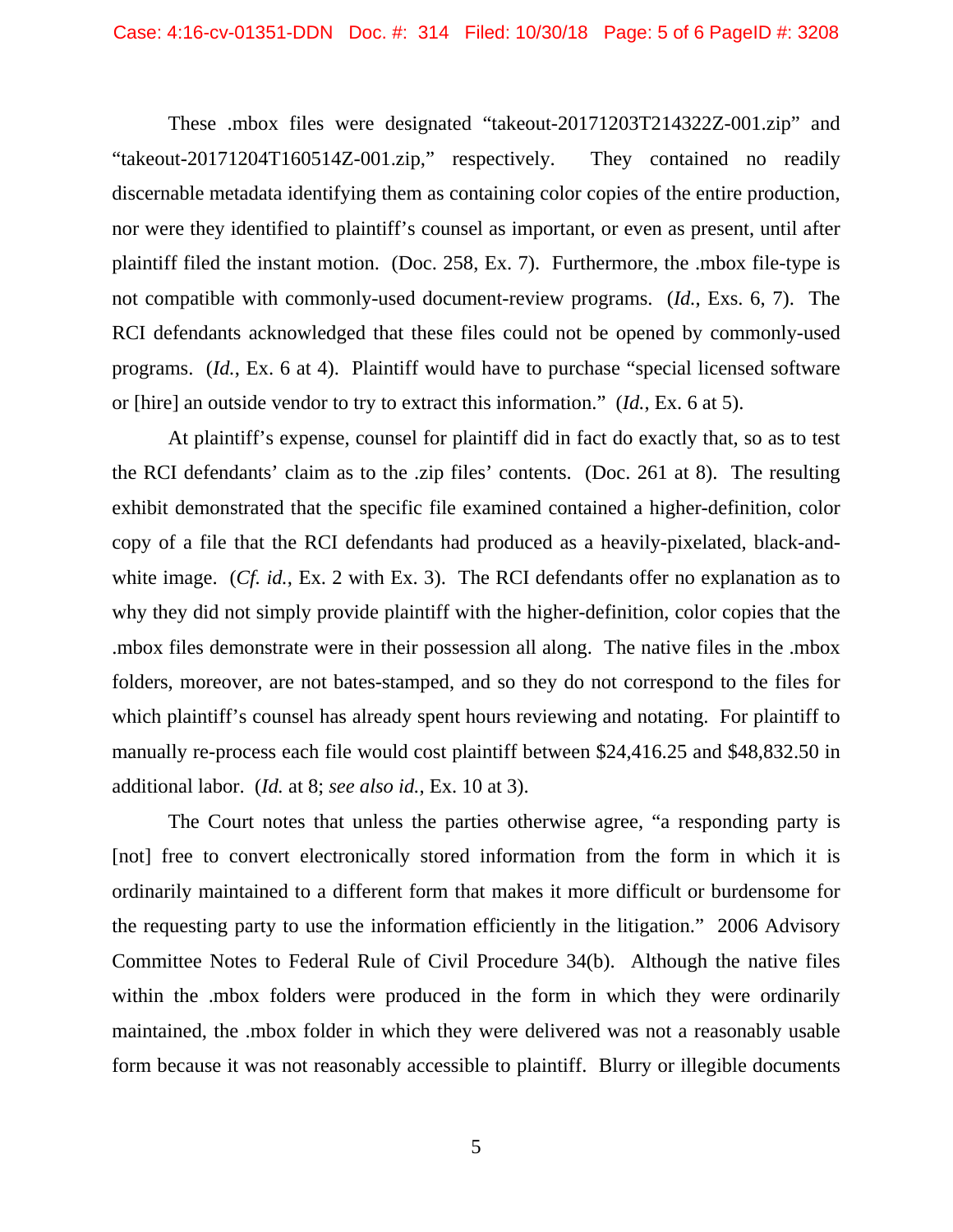These .mbox files were designated "takeout-20171203T214322Z-001.zip" and "takeout-20171204T160514Z-001.zip," respectively. They contained no readily discernable metadata identifying them as containing color copies of the entire production, nor were they identified to plaintiff's counsel as important, or even as present, until after plaintiff filed the instant motion. (Doc. 258, Ex. 7). Furthermore, the .mbox file-type is not compatible with commonly-used document-review programs. (*Id.*, Exs. 6, 7). The RCI defendants acknowledged that these files could not be opened by commonly-used programs. (*Id.*, Ex. 6 at 4). Plaintiff would have to purchase "special licensed software or [hire] an outside vendor to try to extract this information." (*Id.*, Ex. 6 at 5).

At plaintiff's expense, counsel for plaintiff did in fact do exactly that, so as to test the RCI defendants' claim as to the .zip files' contents. (Doc. 261 at 8). The resulting exhibit demonstrated that the specific file examined contained a higher-definition, color copy of a file that the RCI defendants had produced as a heavily-pixelated, black-and-white image. (*Cf. id.*, Ex. 2 with Ex. 3). The RCI defendants offer no explanation as to why they did not simply provide plaintiff with the higher-definition, color copies that the .mbox files demonstrate were in their possession all along. The native files in the .mbox folders, moreover, are not bates-stamped, and so they do not correspond to the files for which plaintiff's counsel has already spent hours reviewing and notating. For plaintiff to manually re-process each file would cost plaintiff between $24,416.25 and $48,832.50 in additional labor. (*Id.* at 8; *see also id.*, Ex. 10 at 3).

The Court notes that unless the parties otherwise agree, "a responding party is [not] free to convert electronically stored information from the form in which it is ordinarily maintained to a different form that makes it more difficult or burdensome for the requesting party to use the information efficiently in the litigation." 2006 Advisory Committee Notes to Federal Rule of Civil Procedure 34(b). Although the native files within the .mbox folders were produced in the form in which they were ordinarily maintained, the .mbox folder in which they were delivered was not a reasonably usable form because it was not reasonably accessible to plaintiff. Blurry or illegible documents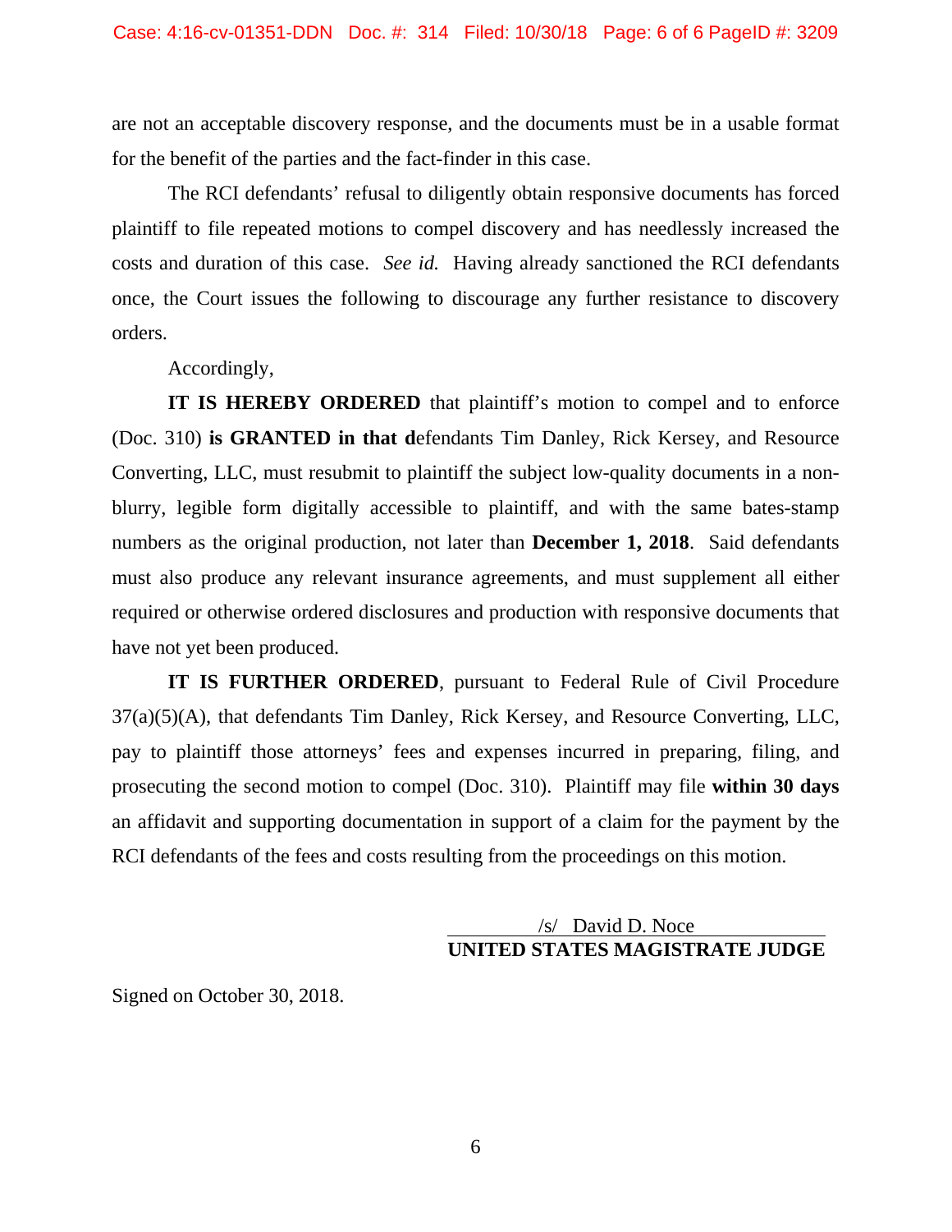are not an acceptable discovery response, and the documents must be in a usable format for the benefit of the parties and the fact-finder in this case.

The RCI defendants' refusal to diligently obtain responsive documents has forced plaintiff to file repeated motions to compel discovery and has needlessly increased the costs and duration of this case. *See id.* Having already sanctioned the RCI defendants once, the Court issues the following to discourage any further resistance to discovery orders.

Accordingly,

**IT IS HEREBY ORDERED** that plaintiff's motion to compel and to enforce (Doc. 310) **is GRANTED in that d**efendants Tim Danley, Rick Kersey, and Resource Converting, LLC, must resubmit to plaintiff the subject low-quality documents in a non-blurry, legible form digitally accessible to plaintiff, and with the same bates-stamp numbers as the original production, not later than **December 1, 2018**. Said defendants must also produce any relevant insurance agreements, and must supplement all either required or otherwise ordered disclosures and production with responsive documents that have not yet been produced.

**IT IS FURTHER ORDERED**, pursuant to Federal Rule of Civil Procedure 37(a)(5)(A), that defendants Tim Danley, Rick Kersey, and Resource Converting, LLC, pay to plaintiff those attorneys' fees and expenses incurred in preparing, filing, and prosecuting the second motion to compel (Doc. 310). Plaintiff may file **within 30 days** an affidavit and supporting documentation in support of a claim for the payment by the RCI defendants of the fees and costs resulting from the proceedings on this motion.

/s/ David D. Noce
**UNITED STATES MAGISTRATE JUDGE**

Signed on October 30, 2018.